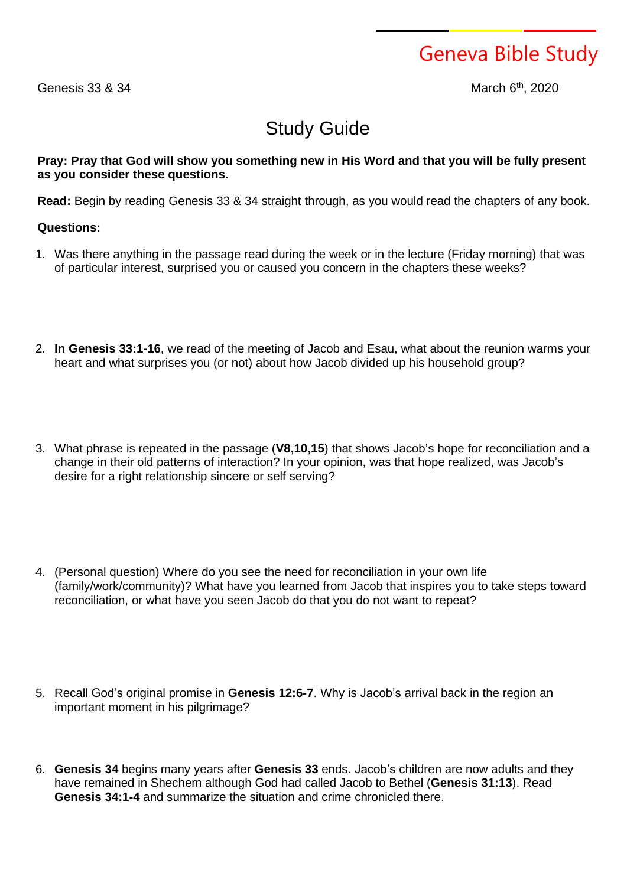Geneva Bible Study

Genesis 33 & 34 March 6th, 2020

# Study Guide

**Pray: Pray that God will show you something new in His Word and that you will be fully present as you consider these questions.**

**Read:** Begin by reading Genesis 33 & 34 straight through, as you would read the chapters of any book.

**Questions:**

1. Was there anything in the passage read during the week or in the lecture (Friday morning) that was of particular interest, surprised you or caused you concern in the chapters these weeks?

2. **In Genesis 33:1-16**, we read of the meeting of Jacob and Esau, what about the reunion warms your heart and what surprises you (or not) about how Jacob divided up his household group?

3. What phrase is repeated in the passage (**V8,10,15**) that shows Jacob's hope for reconciliation and a change in their old patterns of interaction? In your opinion, was that hope realized, was Jacob's desire for a right relationship sincere or self serving?

4. (Personal question) Where do you see the need for reconciliation in your own life (family/work/community)? What have you learned from Jacob that inspires you to take steps toward reconciliation, or what have you seen Jacob do that you do not want to repeat?

5. Recall God's original promise in **Genesis 12:6-7**. Why is Jacob's arrival back in the region an important moment in his pilgrimage?

6. **Genesis 34** begins many years after **Genesis 33** ends. Jacob's children are now adults and they have remained in Shechem although God had called Jacob to Bethel (**Genesis 31:13**). Read **Genesis 34:1-4** and summarize the situation and crime chronicled there.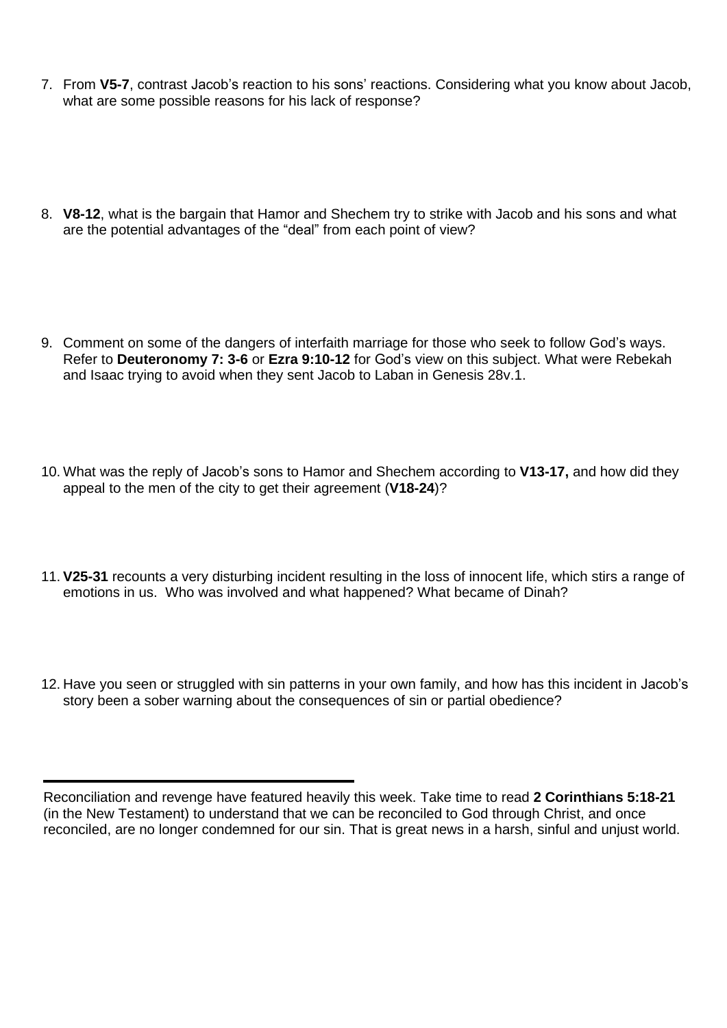7. From **V5-7**, contrast Jacob's reaction to his sons' reactions. Considering what you know about Jacob, what are some possible reasons for his lack of response?

8. **V8-12**, what is the bargain that Hamor and Shechem try to strike with Jacob and his sons and what are the potential advantages of the "deal" from each point of view?

9. Comment on some of the dangers of interfaith marriage for those who seek to follow God's ways. Refer to **Deuteronomy 7: 3-6** or **Ezra 9:10-12** for God's view on this subject. What were Rebekah and Isaac trying to avoid when they sent Jacob to Laban in Genesis 28v.1.

10. What was the reply of Jacob's sons to Hamor and Shechem according to **V13-17,** and how did they appeal to the men of the city to get their agreement (**V18-24**)?

11. **V25-31** recounts a very disturbing incident resulting in the loss of innocent life, which stirs a range of emotions in us. Who was involved and what happened? What became of Dinah?

12. Have you seen or struggled with sin patterns in your own family, and how has this incident in Jacob's story been a sober warning about the consequences of sin or partial obedience?

---

Reconciliation and revenge have featured heavily this week. Take time to read **2 Corinthians 5:18-21** (in the New Testament) to understand that we can be reconciled to God through Christ, and once reconciled, are no longer condemned for our sin. That is great news in a harsh, sinful and unjust world.